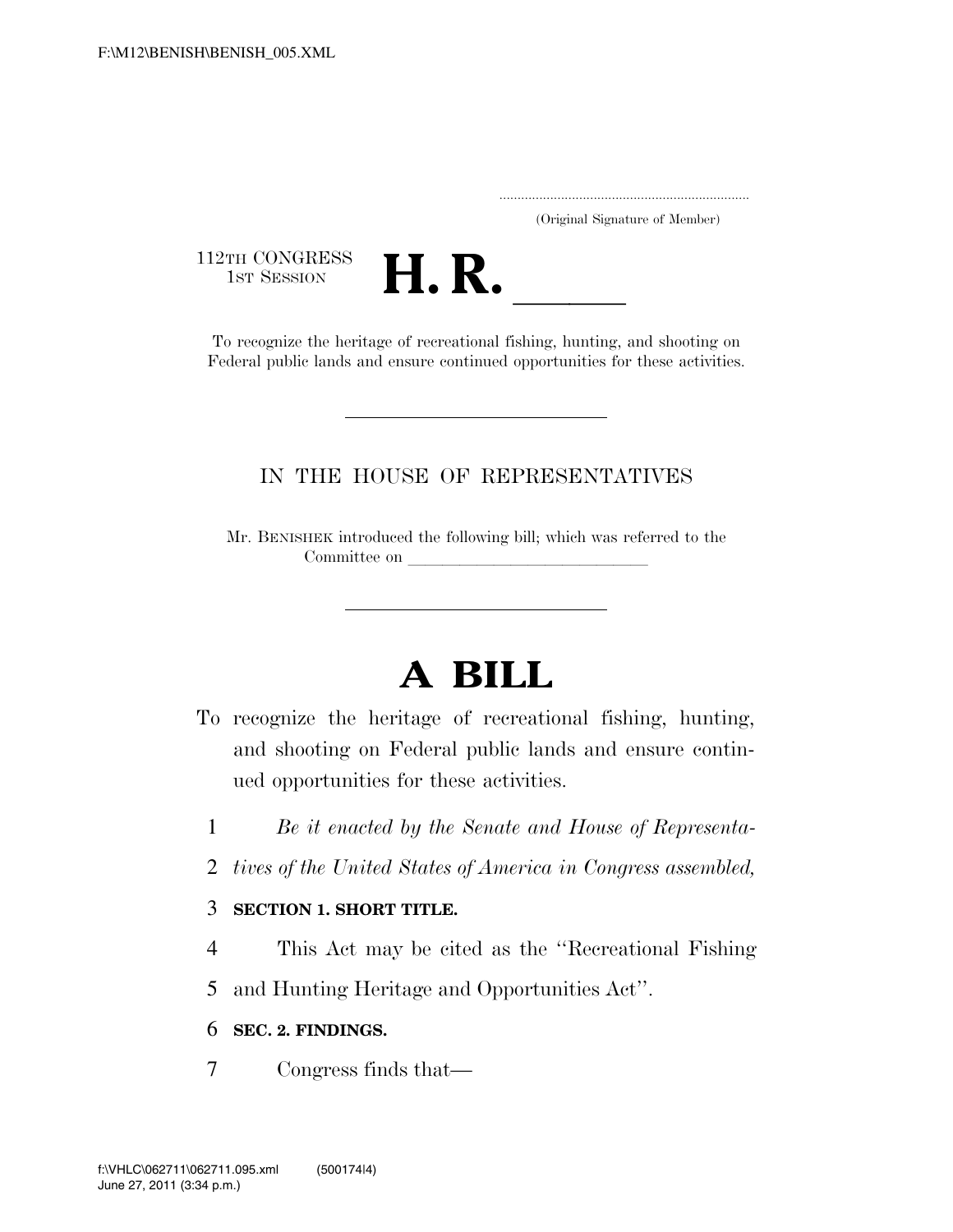(Original Signature of Member)

112TH CONGRESS
1ST SESSION

# H. R. \_\_\_\_\_

To recognize the heritage of recreational fishing, hunting, and shooting on Federal public lands and ensure continued opportunities for these activities.

---

IN THE HOUSE OF REPRESENTATIVES

Mr. BENISHEK introduced the following bill; which was referred to the Committee on \_\_\_\_\_\_\_\_\_\_\_\_\_\_\_\_\_\_\_\_\_\_\_\_\_\_\_\_

---

# A BILL

To recognize the heritage of recreational fishing, hunting, and shooting on Federal public lands and ensure continued opportunities for these activities.

1 *Be it enacted by the Senate and House of Representa-*
2 *tives of the United States of America in Congress assembled,*

3 **SECTION 1. SHORT TITLE.**

4 This Act may be cited as the ''Recreational Fishing
5 and Hunting Heritage and Opportunities Act''.

6 **SEC. 2. FINDINGS.**

7 Congress finds that—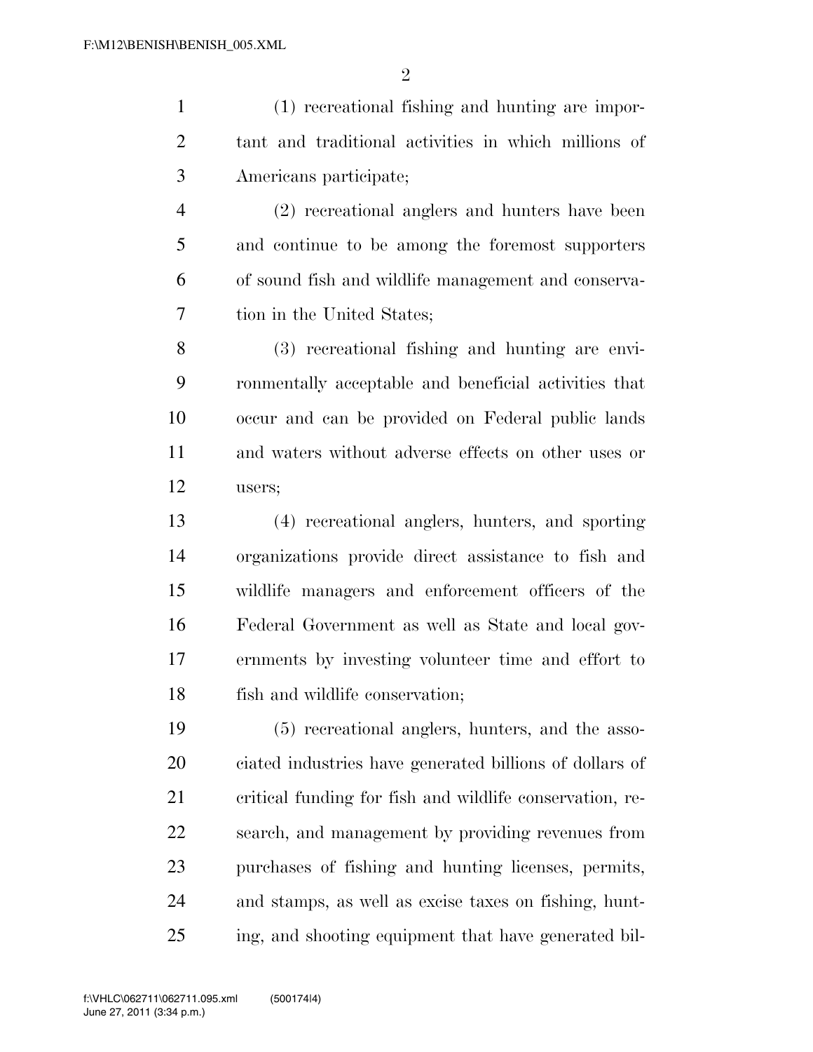(1) recreational fishing and hunting are important and traditional activities in which millions of Americans participate;

(2) recreational anglers and hunters have been and continue to be among the foremost supporters of sound fish and wildlife management and conservation in the United States;

(3) recreational fishing and hunting are environmentally acceptable and beneficial activities that occur and can be provided on Federal public lands and waters without adverse effects on other uses or users;

(4) recreational anglers, hunters, and sporting organizations provide direct assistance to fish and wildlife managers and enforcement officers of the Federal Government as well as State and local governments by investing volunteer time and effort to fish and wildlife conservation;

(5) recreational anglers, hunters, and the associated industries have generated billions of dollars of critical funding for fish and wildlife conservation, research, and management by providing revenues from purchases of fishing and hunting licenses, permits, and stamps, as well as excise taxes on fishing, hunting, and shooting equipment that have generated bil-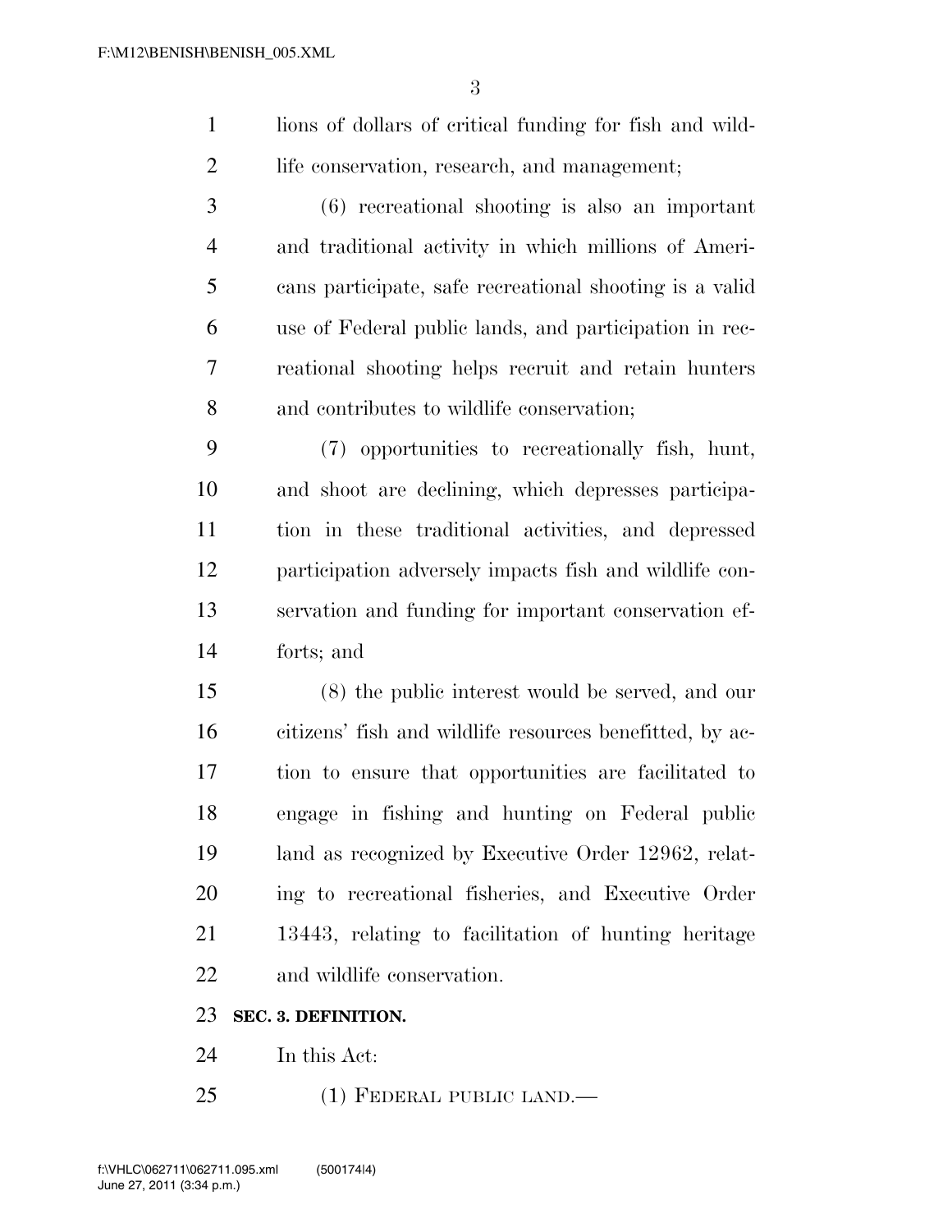lions of dollars of critical funding for fish and wildlife conservation, research, and management;

(6) recreational shooting is also an important and traditional activity in which millions of Americans participate, safe recreational shooting is a valid use of Federal public lands, and participation in recreational shooting helps recruit and retain hunters and contributes to wildlife conservation;

(7) opportunities to recreationally fish, hunt, and shoot are declining, which depresses participation in these traditional activities, and depressed participation adversely impacts fish and wildlife conservation and funding for important conservation efforts; and

(8) the public interest would be served, and our citizens' fish and wildlife resources benefitted, by action to ensure that opportunities are facilitated to engage in fishing and hunting on Federal public land as recognized by Executive Order 12962, relating to recreational fisheries, and Executive Order 13443, relating to facilitation of hunting heritage and wildlife conservation.

**SEC. 3. DEFINITION.**

In this Act:

(1) FEDERAL PUBLIC LAND.—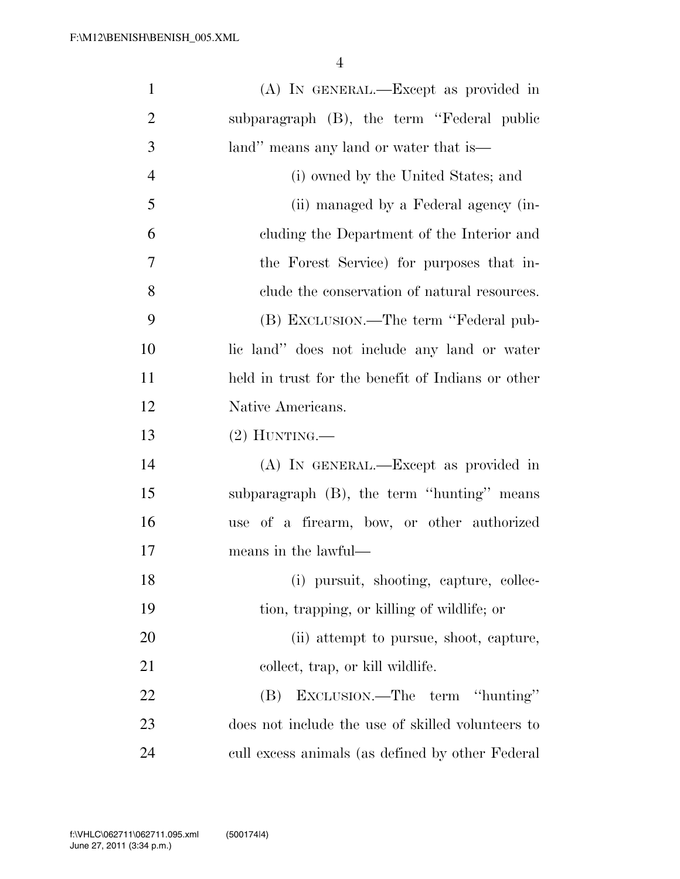(A) IN GENERAL.—Except as provided in subparagraph (B), the term ''Federal public land'' means any land or water that is—

(i) owned by the United States; and

(ii) managed by a Federal agency (including the Department of the Interior and the Forest Service) for purposes that include the conservation of natural resources.

(B) EXCLUSION.—The term ''Federal public land'' does not include any land or water held in trust for the benefit of Indians or other Native Americans.

(2) HUNTING.—

(A) IN GENERAL.—Except as provided in subparagraph (B), the term ''hunting'' means use of a firearm, bow, or other authorized means in the lawful—

(i) pursuit, shooting, capture, collection, trapping, or killing of wildlife; or

(ii) attempt to pursue, shoot, capture, collect, trap, or kill wildlife.

(B) EXCLUSION.—The term ''hunting'' does not include the use of skilled volunteers to cull excess animals (as defined by other Federal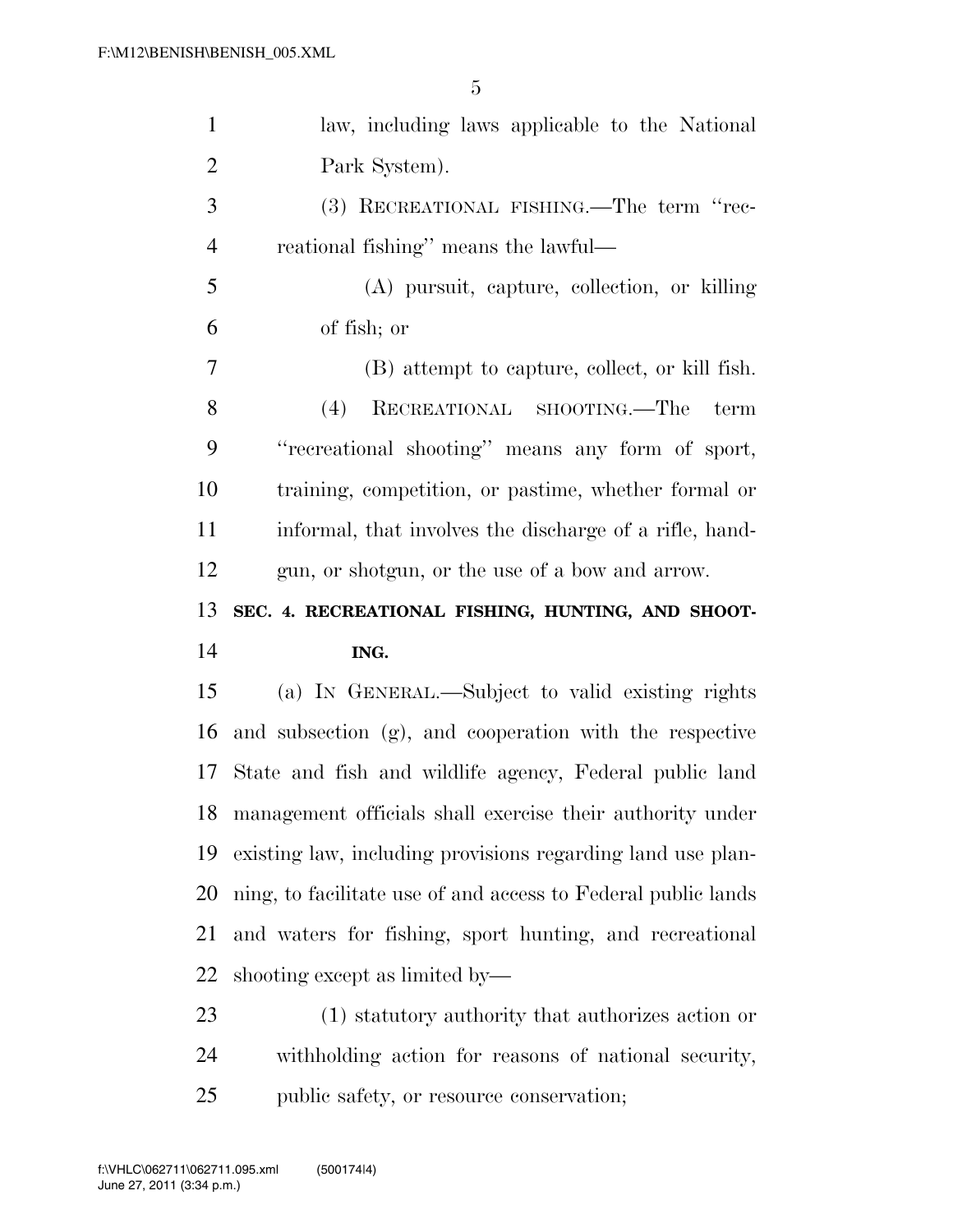law, including laws applicable to the National Park System).

(3) RECREATIONAL FISHING.—The term ''recreational fishing'' means the lawful—

(A) pursuit, capture, collection, or killing of fish; or

(B) attempt to capture, collect, or kill fish.

(4) RECREATIONAL SHOOTING.—The term ''recreational shooting'' means any form of sport, training, competition, or pastime, whether formal or informal, that involves the discharge of a rifle, handgun, or shotgun, or the use of a bow and arrow.

**SEC. 4. RECREATIONAL FISHING, HUNTING, AND SHOOTING.**

(a) IN GENERAL.—Subject to valid existing rights and subsection (g), and cooperation with the respective State and fish and wildlife agency, Federal public land management officials shall exercise their authority under existing law, including provisions regarding land use planning, to facilitate use of and access to Federal public lands and waters for fishing, sport hunting, and recreational shooting except as limited by—

(1) statutory authority that authorizes action or withholding action for reasons of national security, public safety, or resource conservation;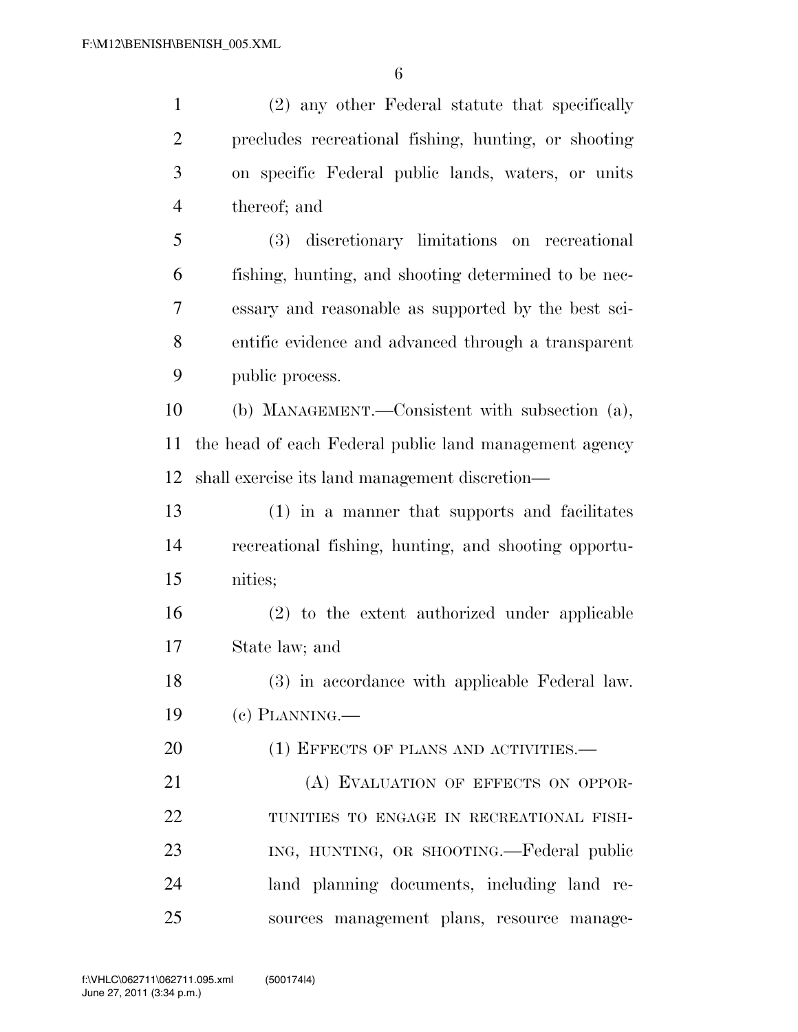(2) any other Federal statute that specifically precludes recreational fishing, hunting, or shooting on specific Federal public lands, waters, or units thereof; and

(3) discretionary limitations on recreational fishing, hunting, and shooting determined to be necessary and reasonable as supported by the best scientific evidence and advanced through a transparent public process.

(b) MANAGEMENT.—Consistent with subsection (a), the head of each Federal public land management agency shall exercise its land management discretion—

(1) in a manner that supports and facilitates recreational fishing, hunting, and shooting opportunities;

(2) to the extent authorized under applicable State law; and

(3) in accordance with applicable Federal law.

(c) PLANNING.—

(1) EFFECTS OF PLANS AND ACTIVITIES.—

(A) EVALUATION OF EFFECTS ON OPPORTUNITIES TO ENGAGE IN RECREATIONAL FISHING, HUNTING, OR SHOOTING.—Federal public land planning documents, including land resources management plans, resource manage-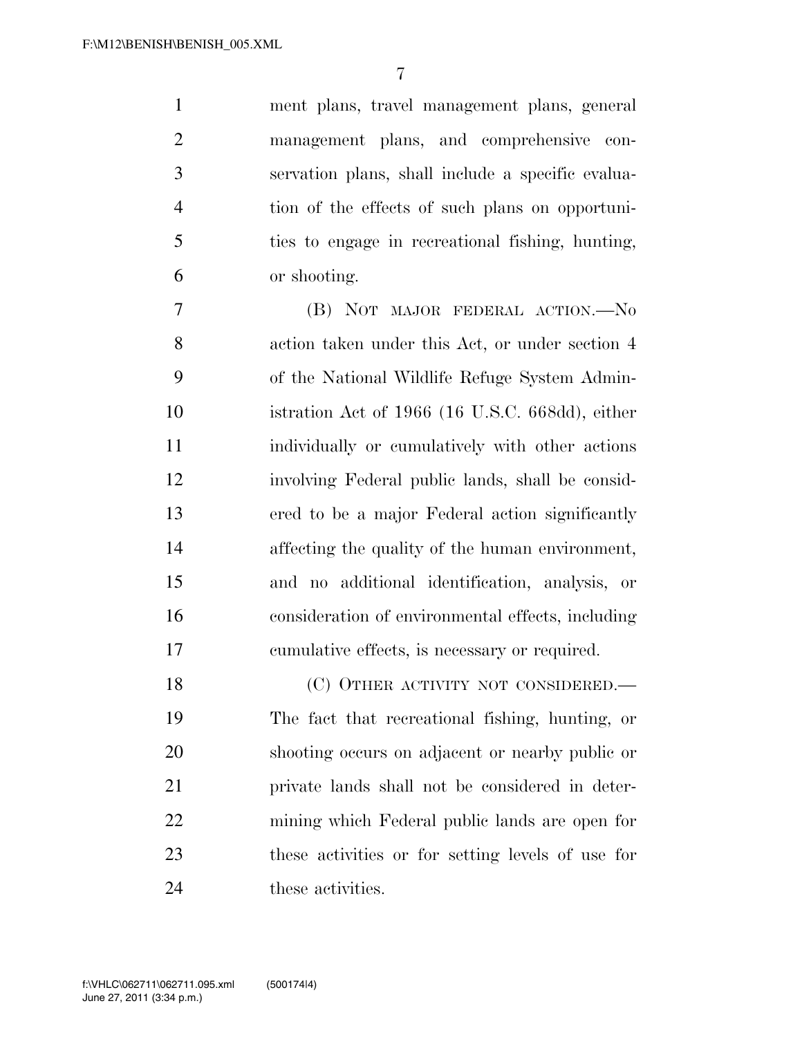ment plans, travel management plans, general management plans, and comprehensive conservation plans, shall include a specific evaluation of the effects of such plans on opportunities to engage in recreational fishing, hunting, or shooting.

(B) NOT MAJOR FEDERAL ACTION.—No action taken under this Act, or under section 4 of the National Wildlife Refuge System Administration Act of 1966 (16 U.S.C. 668dd), either individually or cumulatively with other actions involving Federal public lands, shall be considered to be a major Federal action significantly affecting the quality of the human environment, and no additional identification, analysis, or consideration of environmental effects, including cumulative effects, is necessary or required.

(C) OTHER ACTIVITY NOT CONSIDERED.—The fact that recreational fishing, hunting, or shooting occurs on adjacent or nearby public or private lands shall not be considered in determining which Federal public lands are open for these activities or for setting levels of use for these activities.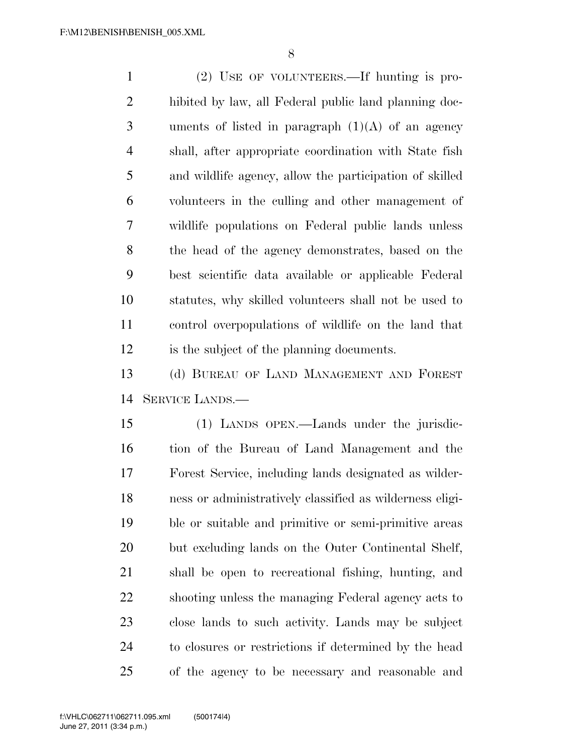(2) USE OF VOLUNTEERS.—If hunting is prohibited by law, all Federal public land planning documents of listed in paragraph (1)(A) of an agency shall, after appropriate coordination with State fish and wildlife agency, allow the participation of skilled volunteers in the culling and other management of wildlife populations on Federal public lands unless the head of the agency demonstrates, based on the best scientific data available or applicable Federal statutes, why skilled volunteers shall not be used to control overpopulations of wildlife on the land that is the subject of the planning documents.

(d) BUREAU OF LAND MANAGEMENT AND FOREST SERVICE LANDS.—

(1) LANDS OPEN.—Lands under the jurisdiction of the Bureau of Land Management and the Forest Service, including lands designated as wilderness or administratively classified as wilderness eligible or suitable and primitive or semi-primitive areas but excluding lands on the Outer Continental Shelf, shall be open to recreational fishing, hunting, and shooting unless the managing Federal agency acts to close lands to such activity. Lands may be subject to closures or restrictions if determined by the head of the agency to be necessary and reasonable and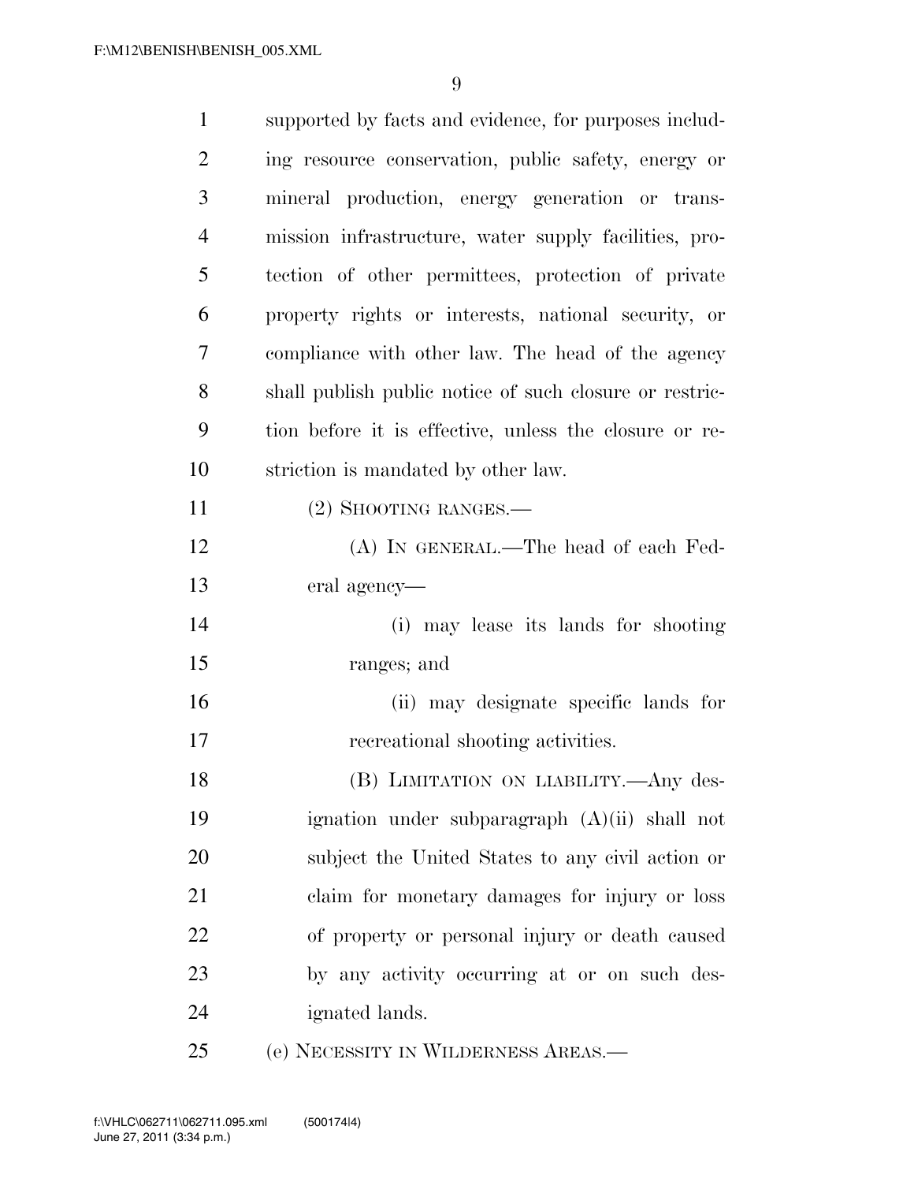supported by facts and evidence, for purposes including resource conservation, public safety, energy or mineral production, energy generation or transmission infrastructure, water supply facilities, protection of other permittees, protection of private property rights or interests, national security, or compliance with other law. The head of the agency shall publish public notice of such closure or restriction before it is effective, unless the closure or restriction is mandated by other law.

(2) SHOOTING RANGES.—

(A) IN GENERAL.—The head of each Federal agency—

(i) may lease its lands for shooting ranges; and

(ii) may designate specific lands for recreational shooting activities.

(B) LIMITATION ON LIABILITY.—Any designation under subparagraph (A)(ii) shall not subject the United States to any civil action or claim for monetary damages for injury or loss of property or personal injury or death caused by any activity occurring at or on such designated lands.

(e) NECESSITY IN WILDERNESS AREAS.—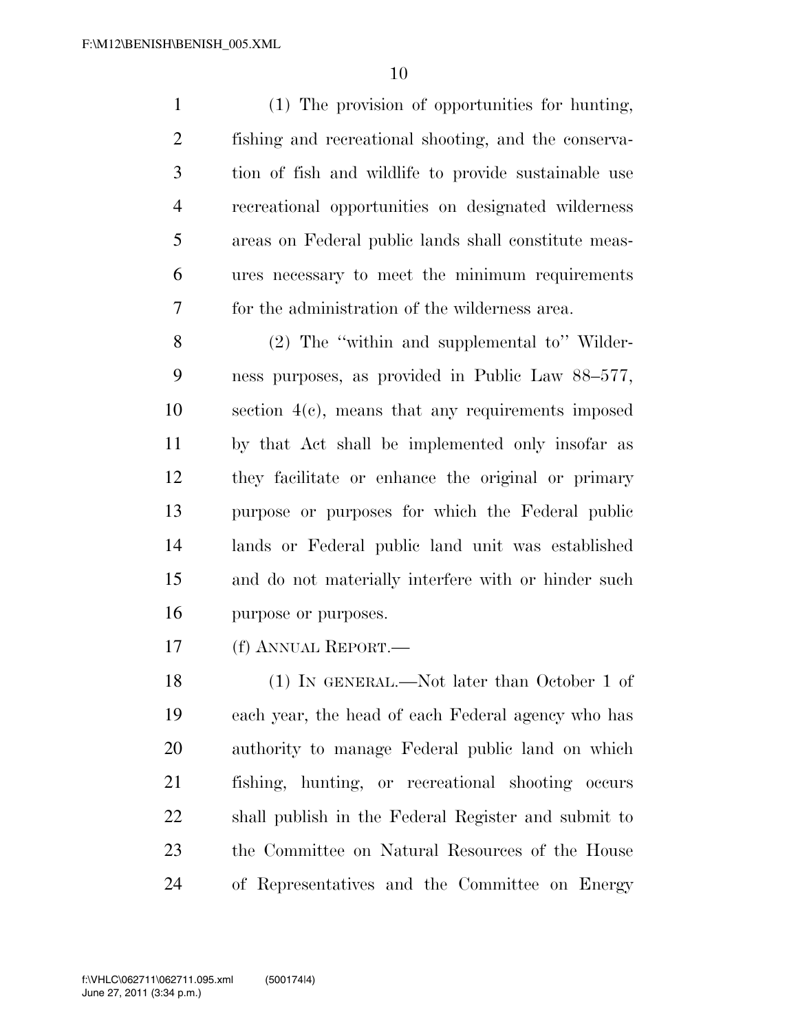(1) The provision of opportunities for hunting, fishing and recreational shooting, and the conservation of fish and wildlife to provide sustainable use recreational opportunities on designated wilderness areas on Federal public lands shall constitute measures necessary to meet the minimum requirements for the administration of the wilderness area.

(2) The ''within and supplemental to'' Wilderness purposes, as provided in Public Law 88–577, section 4(c), means that any requirements imposed by that Act shall be implemented only insofar as they facilitate or enhance the original or primary purpose or purposes for which the Federal public lands or Federal public land unit was established and do not materially interfere with or hinder such purpose or purposes.

(f) ANNUAL REPORT.—

(1) IN GENERAL.—Not later than October 1 of each year, the head of each Federal agency who has authority to manage Federal public land on which fishing, hunting, or recreational shooting occurs shall publish in the Federal Register and submit to the Committee on Natural Resources of the House of Representatives and the Committee on Energy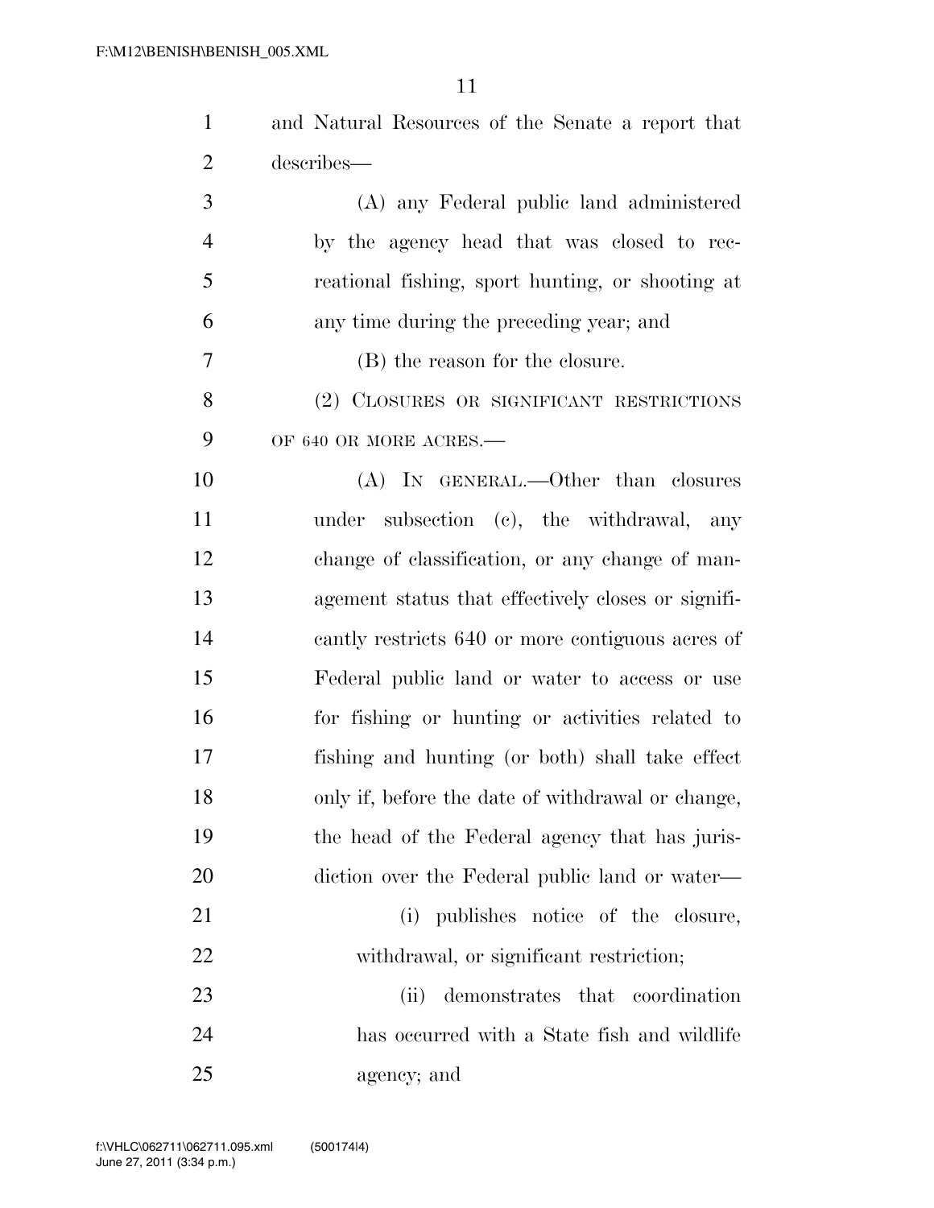and Natural Resources of the Senate a report that describes—

(A) any Federal public land administered by the agency head that was closed to recreational fishing, sport hunting, or shooting at any time during the preceding year; and

(B) the reason for the closure.

(2) CLOSURES OR SIGNIFICANT RESTRICTIONS OF 640 OR MORE ACRES.—

(A) IN GENERAL.—Other than closures under subsection (c), the withdrawal, any change of classification, or any change of management status that effectively closes or significantly restricts 640 or more contiguous acres of Federal public land or water to access or use for fishing or hunting or activities related to fishing and hunting (or both) shall take effect only if, before the date of withdrawal or change, the head of the Federal agency that has jurisdiction over the Federal public land or water—

(i) publishes notice of the closure, withdrawal, or significant restriction;

(ii) demonstrates that coordination has occurred with a State fish and wildlife agency; and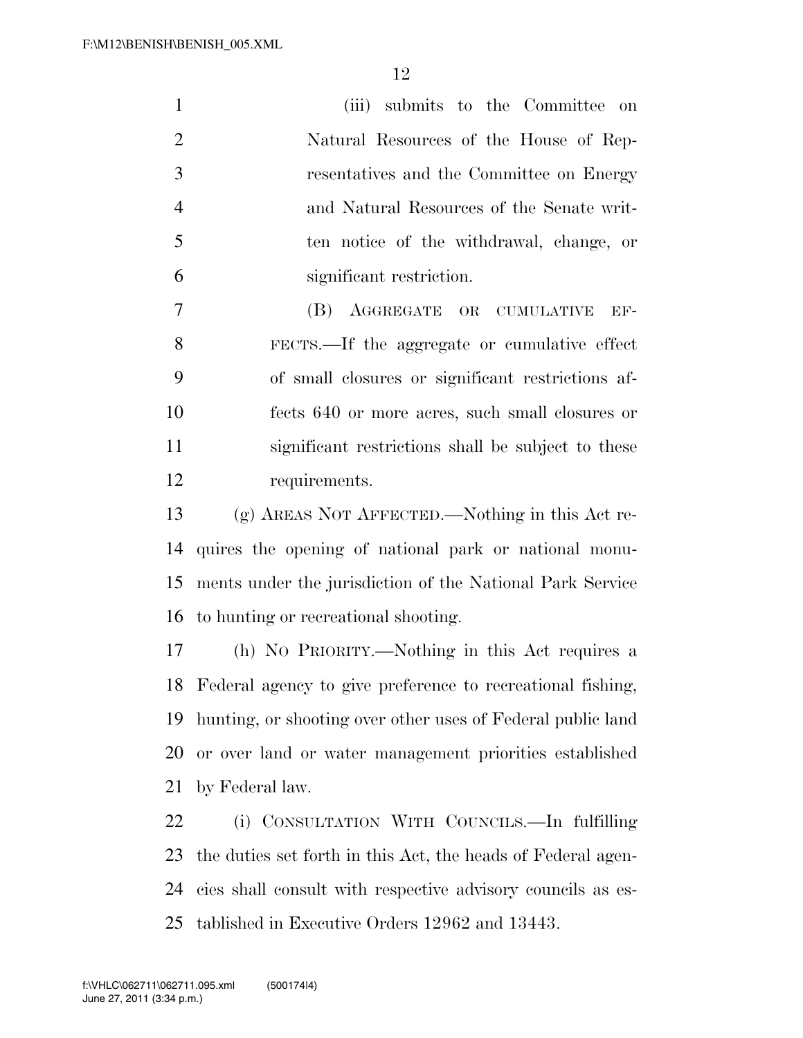(iii) submits to the Committee on Natural Resources of the House of Representatives and the Committee on Energy and Natural Resources of the Senate written notice of the withdrawal, change, or significant restriction.

(B) AGGREGATE OR CUMULATIVE EFFECTS.—If the aggregate or cumulative effect of small closures or significant restrictions affects 640 or more acres, such small closures or significant restrictions shall be subject to these requirements.

(g) AREAS NOT AFFECTED.—Nothing in this Act requires the opening of national park or national monuments under the jurisdiction of the National Park Service to hunting or recreational shooting.

(h) NO PRIORITY.—Nothing in this Act requires a Federal agency to give preference to recreational fishing, hunting, or shooting over other uses of Federal public land or over land or water management priorities established by Federal law.

(i) CONSULTATION WITH COUNCILS.—In fulfilling the duties set forth in this Act, the heads of Federal agencies shall consult with respective advisory councils as established in Executive Orders 12962 and 13443.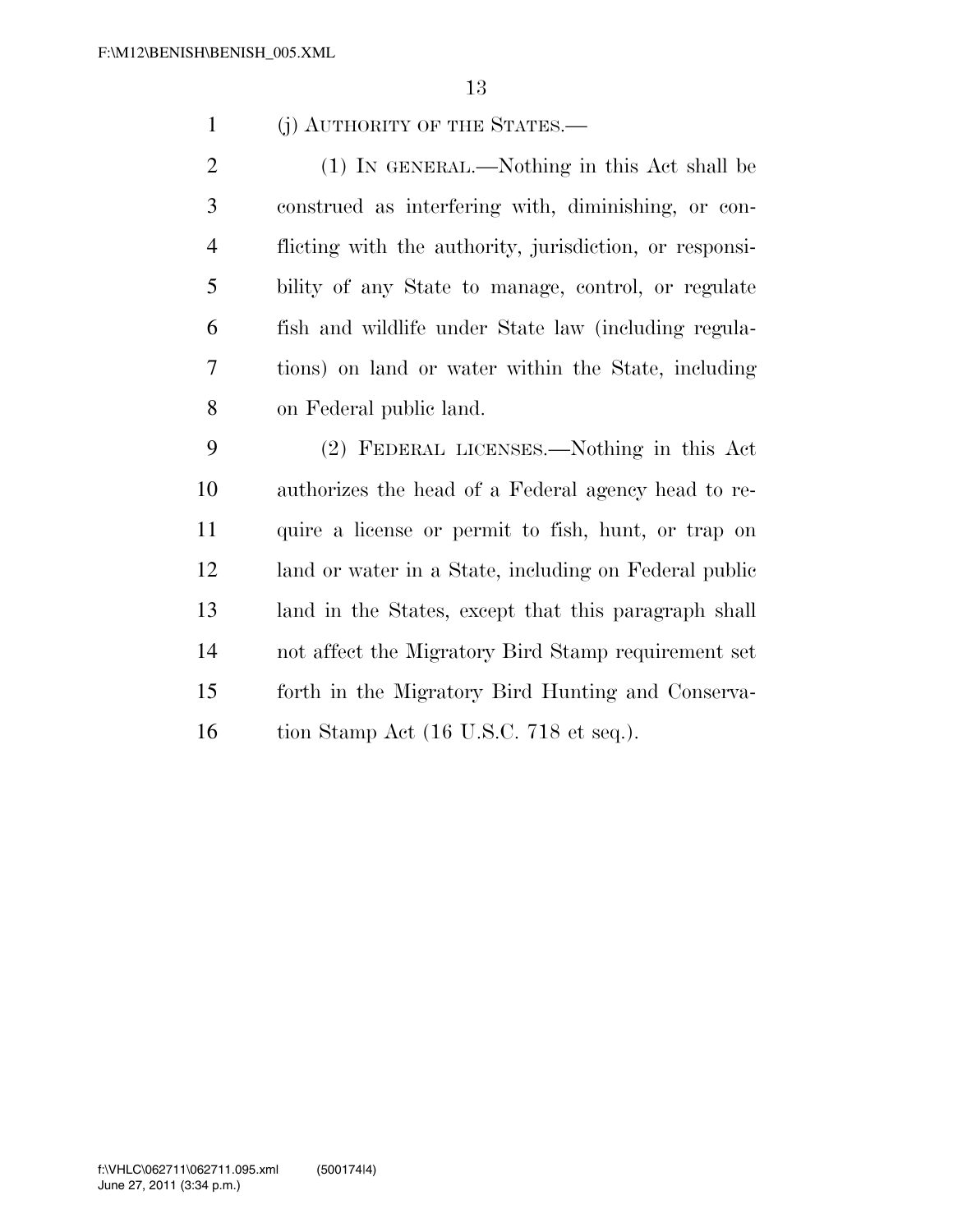(j) AUTHORITY OF THE STATES.—

(1) IN GENERAL.—Nothing in this Act shall be construed as interfering with, diminishing, or conflicting with the authority, jurisdiction, or responsibility of any State to manage, control, or regulate fish and wildlife under State law (including regulations) on land or water within the State, including on Federal public land.

(2) FEDERAL LICENSES.—Nothing in this Act authorizes the head of a Federal agency head to require a license or permit to fish, hunt, or trap on land or water in a State, including on Federal public land in the States, except that this paragraph shall not affect the Migratory Bird Stamp requirement set forth in the Migratory Bird Hunting and Conservation Stamp Act (16 U.S.C. 718 et seq.).